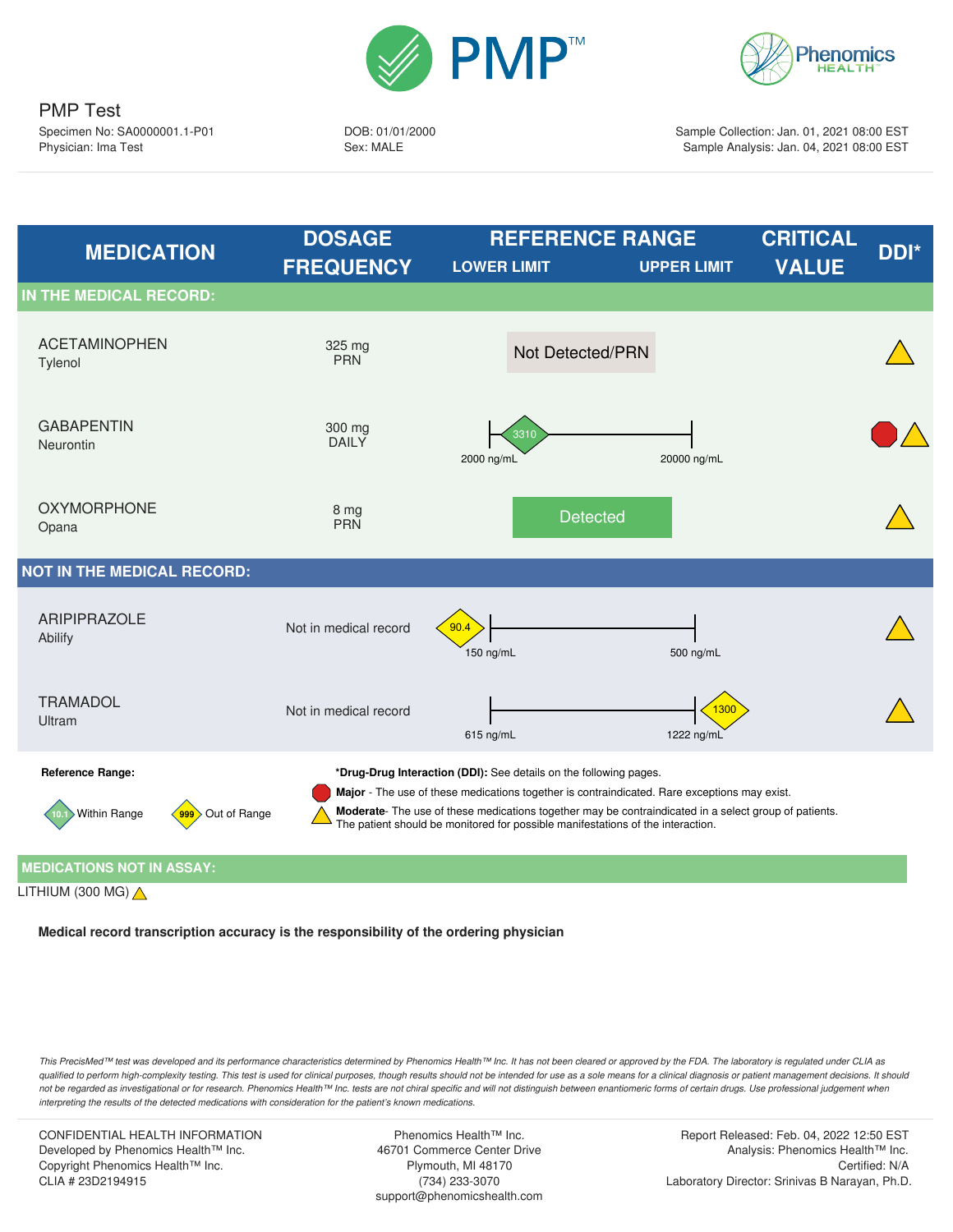# PMP Test

Specimen No: SA0000001.1-P01
Physician: Ima Test

DOB: 01/01/2000
Sex: MALE

Sample Collection: Jan. 01, 2021 08:00 EST
Sample Analysis: Jan. 04, 2021 08:00 EST

| MEDICATION | DOSAGE FREQUENCY | REFERENCE RANGE LOWER LIMIT | REFERENCE RANGE UPPER LIMIT | CRITICAL VALUE | DDI* |
|---|---|---|---|---|---|
| **IN THE MEDICAL RECORD:** | | | | | |
| ACETAMINOPHEN<br>Tylenol | 325 mg<br>PRN | Not Detected/PRN | | | Moderate |
| GABAPENTIN<br>Neurontin | 300 mg<br>DAILY | 2000 ng/mL (result: 3310, Within Range) | 20000 ng/mL | | Major, Moderate |
| OXYMORPHONE<br>Opana | 8 mg<br>PRN | Detected | | | Moderate |
| **NOT IN THE MEDICAL RECORD:** | | | | | |
| ARIPIPRAZOLE<br>Abilify | Not in medical record | 150 ng/mL (result: 90.4, Out of Range) | 500 ng/mL | | Moderate |
| TRAMADOL<br>Ultram | Not in medical record | 615 ng/mL | 1222 ng/mL (result: 1300, Out of Range) | | Moderate |

**Reference Range:**

10.1 Within Range

999 Out of Range

***Drug-Drug Interaction (DDI):** See details on the following pages.

**Major** - The use of these medications together is contraindicated. Rare exceptions may exist.

**Moderate**- The use of these medications together may be contraindicated in a select group of patients. The patient should be monitored for possible manifestations of the interaction.

## MEDICATIONS NOT IN ASSAY:

LITHIUM (300 MG) (Moderate)

**Medical record transcription accuracy is the responsibility of the ordering physician**

*This PrecisMed™ test was developed and its performance characteristics determined by Phenomics Health™ Inc. It has not been cleared or approved by the FDA. The laboratory is regulated under CLIA as qualified to perform high-complexity testing. This test is used for clinical purposes, though results should not be intended for use as a sole means for a clinical diagnosis or patient management decisions. It should not be regarded as investigational or for research. Phenomics Health™ Inc. tests are not chiral specific and will not distinguish between enantiomeric forms of certain drugs. Use professional judgement when interpreting the results of the detected medications with consideration for the patient's known medications.*

CONFIDENTIAL HEALTH INFORMATION
Developed by Phenomics Health™ Inc.
Copyright Phenomics Health™ Inc.
CLIA # 23D2194915

Phenomics Health™ Inc.
46701 Commerce Center Drive
Plymouth, MI 48170
(734) 233-3070
support@phenomicshealth.com

Report Released: Feb. 04, 2022 12:50 EST
Analysis: Phenomics Health™ Inc.
Certified: N/A
Laboratory Director: Srinivas B Narayan, Ph.D.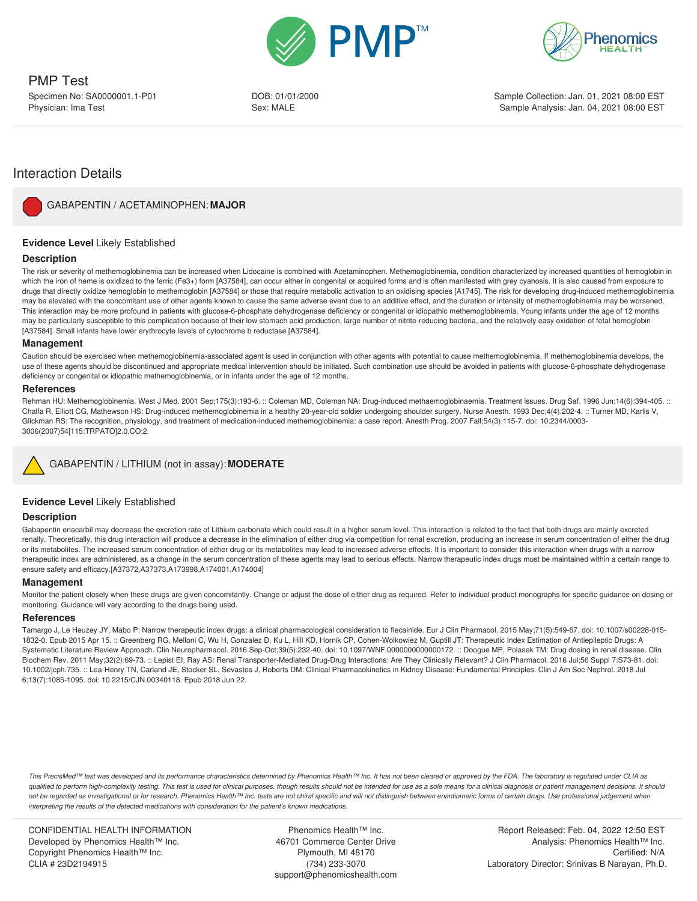# PMP Test

Specimen No: SA0000001.1-P01
Physician: Ima Test

DOB: 01/01/2000
Sex: MALE

Sample Collection: Jan. 01, 2021 08:00 EST
Sample Analysis: Jan. 04, 2021 08:00 EST

## Interaction Details

### GABAPENTIN / ACETAMINOPHEN: **MAJOR**

**Evidence Level** Likely Established

**Description**

The risk or severity of methemoglobinemia can be increased when Lidocaine is combined with Acetaminophen. Methemoglobinemia, condition characterized by increased quantities of hemoglobin in which the iron of heme is oxidized to the ferric ($Fe^{3+}$) form [A37584], can occur either in congenital or acquired forms and is often manifested with grey cyanosis. It is also caused from exposure to drugs that directly oxidize hemoglobin to methemoglobin [A37584] or those that require metabolic activation to an oxidising species [A1745]. The risk for developing drug-induced methemoglobinemia may be elevated with the concomitant use of other agents known to cause the same adverse event due to an additive effect, and the duration or intensity of methemoglobinemia may be worsened. This interaction may be more profound in patients with glucose-6-phosphate dehydrogenase deficiency or congenital or idiopathic methemoglobinemia. Young infants under the age of 12 months may be particularly susceptible to this complication because of their low stomach acid production, large number of nitrite-reducing bacteria, and the relatively easy oxidation of fetal hemoglobin [A37584]. Small infants have lower erythrocyte levels of cytochrome b reductase [A37584].

**Management**

Caution should be exercised when methemoglobinemia-associated agent is used in conjunction with other agents with potential to cause methemoglobinemia. If methemoglobinemia develops, the use of these agents should be discontinued and appropriate medical intervention should be initiated. Such combination use should be avoided in patients with glucose-6-phosphate dehydrogenase deficiency or congenital or idiopathic methemoglobinemia, or in infants under the age of 12 months.

**References**

Rehman HU: Methemoglobinemia. West J Med. 2001 Sep;175(3):193-6. :: Coleman MD, Coleman NA: Drug-induced methaemoglobinaemia. Treatment issues. Drug Saf. 1996 Jun;14(6):394-405. :: Chalfa R, Elliott CG, Mathewson HS: Drug-induced methemoglobinemia in a healthy 20-year-old soldier undergoing shoulder surgery. Nurse Anesth. 1993 Dec;4(4):202-4. :: Turner MD, Karlis V, Glickman RS: The recognition, physiology, and treatment of medication-induced methemoglobinemia: a case report. Anesth Prog. 2007 Fall;54(3):115-7. doi: 10.2344/0003-3006(2007)54[115:TRPATO]2.0.CO;2.

### GABAPENTIN / LITHIUM (not in assay): **MODERATE**

**Evidence Level** Likely Established

**Description**

Gabapentin enacarbil may decrease the excretion rate of Lithium carbonate which could result in a higher serum level. This interaction is related to the fact that both drugs are mainly excreted renally. Theoretically, this drug interaction will produce a decrease in the elimination of either drug via competition for renal excretion, producing an increase in serum concentration of either the drug or its metabolites. The increased serum concentration of either drug or its metabolites may lead to increased adverse effects. It is important to consider this interaction when drugs with a narrow therapeutic index are administered, as a change in the serum concentration of these agents may lead to serious effects. Narrow therapeutic index drugs must be maintained within a certain range to ensure safety and efficacy.[A37372,A37373,A173998,A174001,A174004]

**Management**

Monitor the patient closely when these drugs are given concomitantly. Change or adjust the dose of either drug as required. Refer to individual product monographs for specific guidance on dosing or monitoring. Guidance will vary according to the drugs being used.

**References**

Tamargo J, Le Heuzey JY, Mabo P: Narrow therapeutic index drugs: a clinical pharmacological consideration to flecainide. Eur J Clin Pharmacol. 2015 May;71(5):549-67. doi: 10.1007/s00228-015-1832-0. Epub 2015 Apr 15. :: Greenberg RG, Melloni C, Wu H, Gonzalez D, Ku L, Hill KD, Hornik CP, Cohen-Wolkowiez M, Guptill JT: Therapeutic Index Estimation of Antiepileptic Drugs: A Systematic Literature Review Approach. Clin Neuropharmacol. 2016 Sep-Oct;39(5):232-40. doi: 10.1097/WNF.0000000000000172. :: Doogue MP, Polasek TM: Drug dosing in renal disease. Clin Biochem Rev. 2011 May;32(2):69-73. :: Lepist EI, Ray AS: Renal Transporter-Mediated Drug-Drug Interactions: Are They Clinically Relevant? J Clin Pharmacol. 2016 Jul;56 Suppl 7:S73-81. doi: 10.1002/jcph.735. :: Lea-Henry TN, Carland JE, Stocker SL, Sevastos J, Roberts DM: Clinical Pharmacokinetics in Kidney Disease: Fundamental Principles. Clin J Am Soc Nephrol. 2018 Jul 6;13(7):1085-1095. doi: 10.2215/CJN.00340118. Epub 2018 Jun 22.

*This PrecisMed™ test was developed and its performance characteristics determined by Phenomics Health™ Inc. It has not been cleared or approved by the FDA. The laboratory is regulated under CLIA as qualified to perform high-complexity testing. This test is used for clinical purposes, though results should not be intended for use as a sole means for a clinical diagnosis or patient management decisions. It should not be regarded as investigational or for research. Phenomics Health™ Inc. tests are not chiral specific and will not distinguish between enantiomeric forms of certain drugs. Use professional judgement when interpreting the results of the detected medications with consideration for the patient's known medications.*

CONFIDENTIAL HEALTH INFORMATION
Developed by Phenomics Health™ Inc.
Copyright Phenomics Health™ Inc.
CLIA # 23D2194915

Phenomics Health™ Inc.
46701 Commerce Center Drive
Plymouth, MI 48170
(734) 233-3070
support@phenomicshealth.com

Report Released: Feb. 04, 2022 12:50 EST
Analysis: Phenomics Health™ Inc.
Certified: N/A
Laboratory Director: Srinivas B Narayan, Ph.D.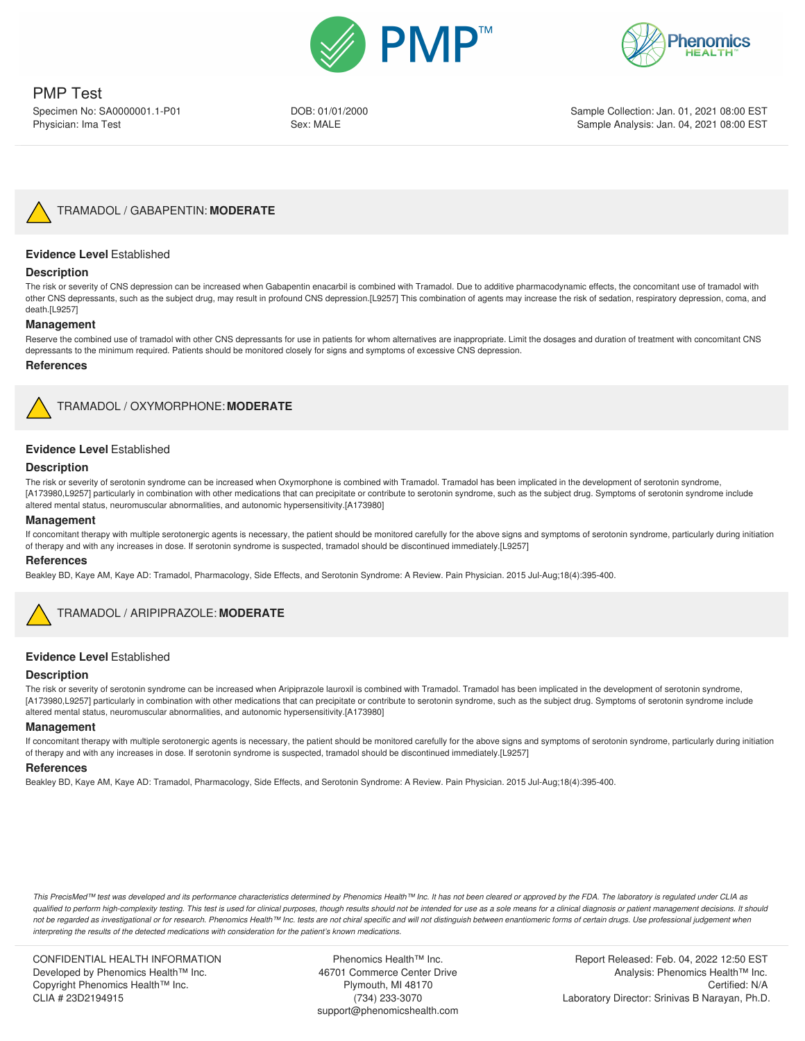PMP Test

Specimen No: SA0000001.1-P01
Physician: Ima Test

DOB: 01/01/2000
Sex: MALE

Sample Collection: Jan. 01, 2021 08:00 EST
Sample Analysis: Jan. 04, 2021 08:00 EST

## TRAMADOL / GABAPENTIN: **MODERATE**

**Evidence Level** Established

### Description

The risk or severity of CNS depression can be increased when Gabapentin enacarbil is combined with Tramadol. Due to additive pharmacodynamic effects, the concomitant use of tramadol with other CNS depressants, such as the subject drug, may result in profound CNS depression.[L9257] This combination of agents may increase the risk of sedation, respiratory depression, coma, and death.[L9257]

### Management

Reserve the combined use of tramadol with other CNS depressants for use in patients for whom alternatives are inappropriate. Limit the dosages and duration of treatment with concomitant CNS depressants to the minimum required. Patients should be monitored closely for signs and symptoms of excessive CNS depression.

### References

## TRAMADOL / OXYMORPHONE: **MODERATE**

**Evidence Level** Established

### Description

The risk or severity of serotonin syndrome can be increased when Oxymorphone is combined with Tramadol. Tramadol has been implicated in the development of serotonin syndrome,[A173980,L9257] particularly in combination with other medications that can precipitate or contribute to serotonin syndrome, such as the subject drug. Symptoms of serotonin syndrome include altered mental status, neuromuscular abnormalities, and autonomic hypersensitivity.[A173980]

### Management

If concomitant therapy with multiple serotonergic agents is necessary, the patient should be monitored carefully for the above signs and symptoms of serotonin syndrome, particularly during initiation of therapy and with any increases in dose. If serotonin syndrome is suspected, tramadol should be discontinued immediately.[L9257]

### References

Beakley BD, Kaye AM, Kaye AD: Tramadol, Pharmacology, Side Effects, and Serotonin Syndrome: A Review. Pain Physician. 2015 Jul-Aug;18(4):395-400.

## TRAMADOL / ARIPIPRAZOLE: **MODERATE**

**Evidence Level** Established

### Description

The risk or severity of serotonin syndrome can be increased when Aripiprazole lauroxil is combined with Tramadol. Tramadol has been implicated in the development of serotonin syndrome,[A173980,L9257] particularly in combination with other medications that can precipitate or contribute to serotonin syndrome, such as the subject drug. Symptoms of serotonin syndrome include altered mental status, neuromuscular abnormalities, and autonomic hypersensitivity.[A173980]

### Management

If concomitant therapy with multiple serotonergic agents is necessary, the patient should be monitored carefully for the above signs and symptoms of serotonin syndrome, particularly during initiation of therapy and with any increases in dose. If serotonin syndrome is suspected, tramadol should be discontinued immediately.[L9257]

### References

Beakley BD, Kaye AM, Kaye AD: Tramadol, Pharmacology, Side Effects, and Serotonin Syndrome: A Review. Pain Physician. 2015 Jul-Aug;18(4):395-400.

*This PrecisMed™ test was developed and its performance characteristics determined by Phenomics Health™ Inc. It has not been cleared or approved by the FDA. The laboratory is regulated under CLIA as qualified to perform high-complexity testing. This test is used for clinical purposes, though results should not be intended for use as a sole means for a clinical diagnosis or patient management decisions. It should not be regarded as investigational or for research. Phenomics Health™ Inc. tests are not chiral specific and will not distinguish between enantiomeric forms of certain drugs. Use professional judgement when interpreting the results of the detected medications with consideration for the patient's known medications.*

CONFIDENTIAL HEALTH INFORMATION
Developed by Phenomics Health™ Inc.
Copyright Phenomics Health™ Inc.
CLIA # 23D2194915

Phenomics Health™ Inc.
46701 Commerce Center Drive
Plymouth, MI 48170
(734) 233-3070
support@phenomicshealth.com

Report Released: Feb. 04, 2022 12:50 EST
Analysis: Phenomics Health™ Inc.
Certified: N/A
Laboratory Director: Srinivas B Narayan, Ph.D.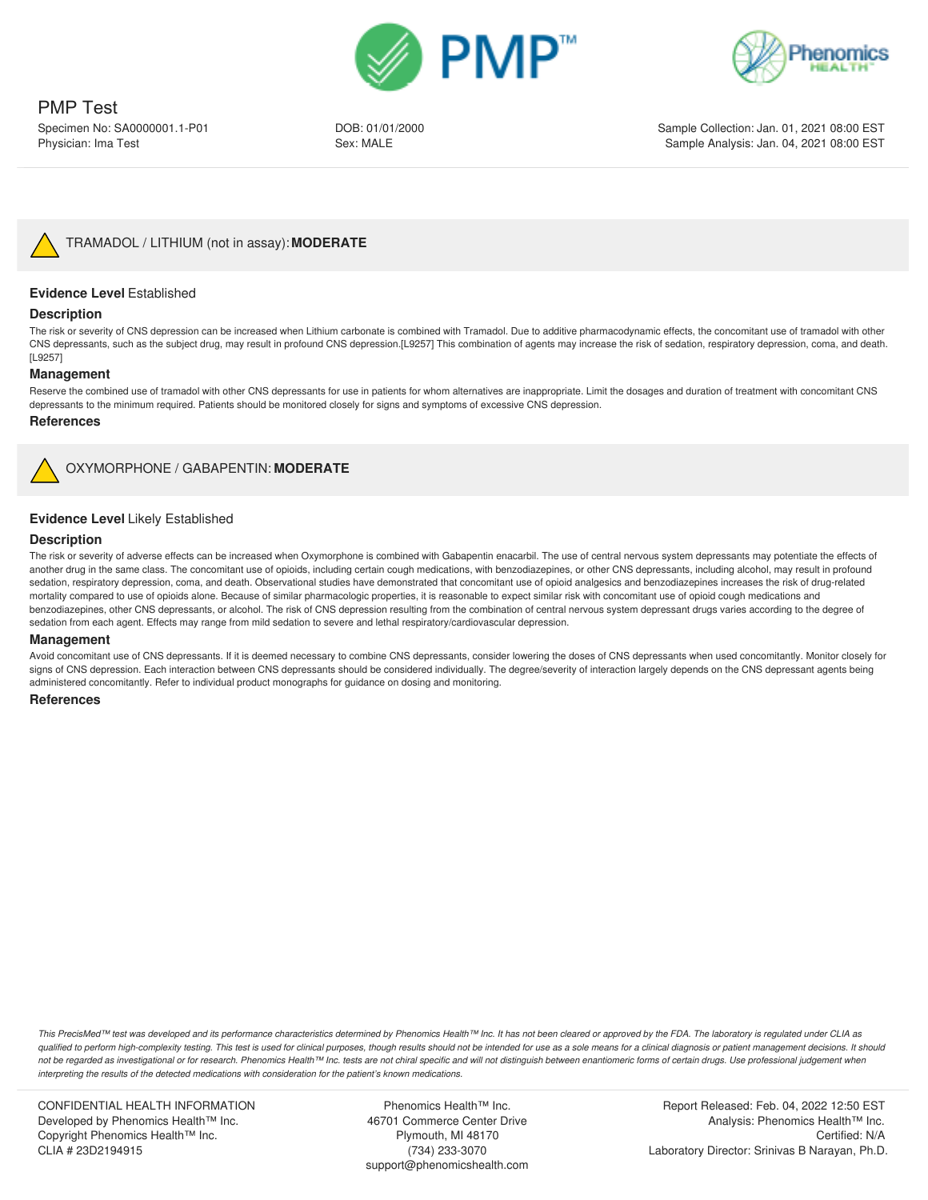## ⚠ TRAMADOL / LITHIUM (not in assay): **MODERATE**

**Evidence Level** Established

### Description

The risk or severity of CNS depression can be increased when Lithium carbonate is combined with Tramadol. Due to additive pharmacodynamic effects, the concomitant use of tramadol with other CNS depressants, such as the subject drug, may result in profound CNS depression.[L9257] This combination of agents may increase the risk of sedation, respiratory depression, coma, and death.[L9257]

### Management

Reserve the combined use of tramadol with other CNS depressants for use in patients for whom alternatives are inappropriate. Limit the dosages and duration of treatment with concomitant CNS depressants to the minimum required. Patients should be monitored closely for signs and symptoms of excessive CNS depression.

### References

## ⚠ OXYMORPHONE / GABAPENTIN: **MODERATE**

**Evidence Level** Likely Established

### Description

The risk or severity of adverse effects can be increased when Oxymorphone is combined with Gabapentin enacarbil. The use of central nervous system depressants may potentiate the effects of another drug in the same class. The concomitant use of opioids, including certain cough medications, with benzodiazepines, or other CNS depressants, including alcohol, may result in profound sedation, respiratory depression, coma, and death. Observational studies have demonstrated that concomitant use of opioid analgesics and benzodiazepines increases the risk of drug-related mortality compared to use of opioids alone. Because of similar pharmacologic properties, it is reasonable to expect similar risk with concomitant use of opioid cough medications and benzodiazepines, other CNS depressants, or alcohol. The risk of CNS depression resulting from the combination of central nervous system depressant drugs varies according to the degree of sedation from each agent. Effects may range from mild sedation to severe and lethal respiratory/cardiovascular depression.

### Management

Avoid concomitant use of CNS depressants. If it is deemed necessary to combine CNS depressants, consider lowering the doses of CNS depressants when used concomitantly. Monitor closely for signs of CNS depression. Each interaction between CNS depressants should be considered individually. The degree/severity of interaction largely depends on the CNS depressant agents being administered concomitantly. Refer to individual product monographs for guidance on dosing and monitoring.

### References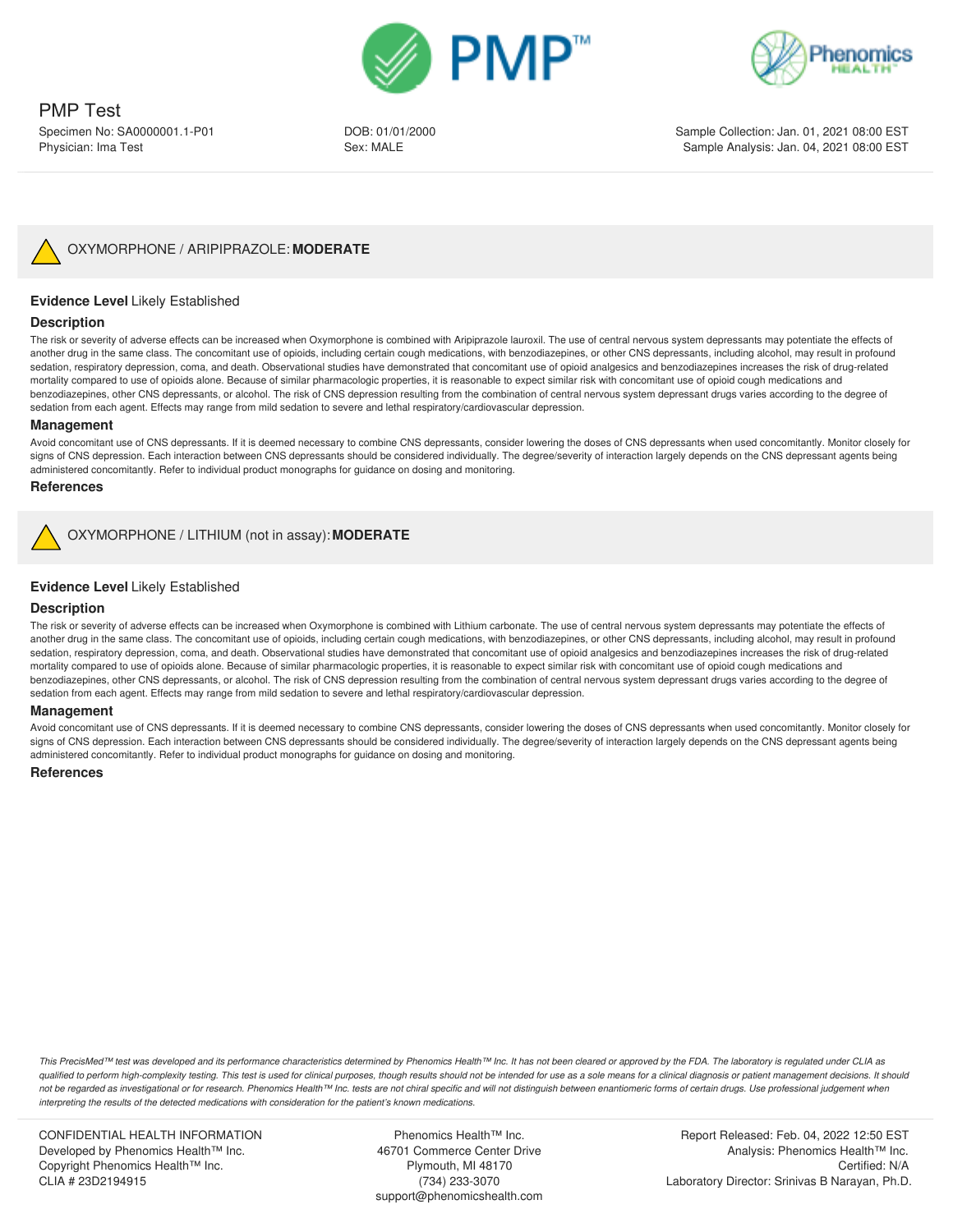## OXYMORPHONE / ARIPIPRAZOLE: **MODERATE**

**Evidence Level** Likely Established

### Description

The risk or severity of adverse effects can be increased when Oxymorphone is combined with Aripiprazole lauroxil. The use of central nervous system depressants may potentiate the effects of another drug in the same class. The concomitant use of opioids, including certain cough medications, with benzodiazepines, or other CNS depressants, including alcohol, may result in profound sedation, respiratory depression, coma, and death. Observational studies have demonstrated that concomitant use of opioid analgesics and benzodiazepines increases the risk of drug-related mortality compared to use of opioids alone. Because of similar pharmacologic properties, it is reasonable to expect similar risk with concomitant use of opioid cough medications and benzodiazepines, other CNS depressants, or alcohol. The risk of CNS depression resulting from the combination of central nervous system depressant drugs varies according to the degree of sedation from each agent. Effects may range from mild sedation to severe and lethal respiratory/cardiovascular depression.

### Management

Avoid concomitant use of CNS depressants. If it is deemed necessary to combine CNS depressants, consider lowering the doses of CNS depressants when used concomitantly. Monitor closely for signs of CNS depression. Each interaction between CNS depressants should be considered individually. The degree/severity of interaction largely depends on the CNS depressant agents being administered concomitantly. Refer to individual product monographs for guidance on dosing and monitoring.

### References

## OXYMORPHONE / LITHIUM (not in assay): **MODERATE**

**Evidence Level** Likely Established

### Description

The risk or severity of adverse effects can be increased when Oxymorphone is combined with Lithium carbonate. The use of central nervous system depressants may potentiate the effects of another drug in the same class. The concomitant use of opioids, including certain cough medications, with benzodiazepines, or other CNS depressants, including alcohol, may result in profound sedation, respiratory depression, coma, and death. Observational studies have demonstrated that concomitant use of opioid analgesics and benzodiazepines increases the risk of drug-related mortality compared to use of opioids alone. Because of similar pharmacologic properties, it is reasonable to expect similar risk with concomitant use of opioid cough medications and benzodiazepines, other CNS depressants, or alcohol. The risk of CNS depression resulting from the combination of central nervous system depressant drugs varies according to the degree of sedation from each agent. Effects may range from mild sedation to severe and lethal respiratory/cardiovascular depression.

### Management

Avoid concomitant use of CNS depressants. If it is deemed necessary to combine CNS depressants, consider lowering the doses of CNS depressants when used concomitantly. Monitor closely for signs of CNS depression. Each interaction between CNS depressants should be considered individually. The degree/severity of interaction largely depends on the CNS depressant agents being administered concomitantly. Refer to individual product monographs for guidance on dosing and monitoring.

### References

*This PrecisMed™ test was developed and its performance characteristics determined by Phenomics Health™ Inc. It has not been cleared or approved by the FDA. The laboratory is regulated under CLIA as qualified to perform high-complexity testing. This test is used for clinical purposes, though results should not be intended for use as a sole means for a clinical diagnosis or patient management decisions. It should not be regarded as investigational or for research. Phenomics Health™ Inc. tests are not chiral specific and will not distinguish between enantiomeric forms of certain drugs. Use professional judgement when interpreting the results of the detected medications with consideration for the patient's known medications.*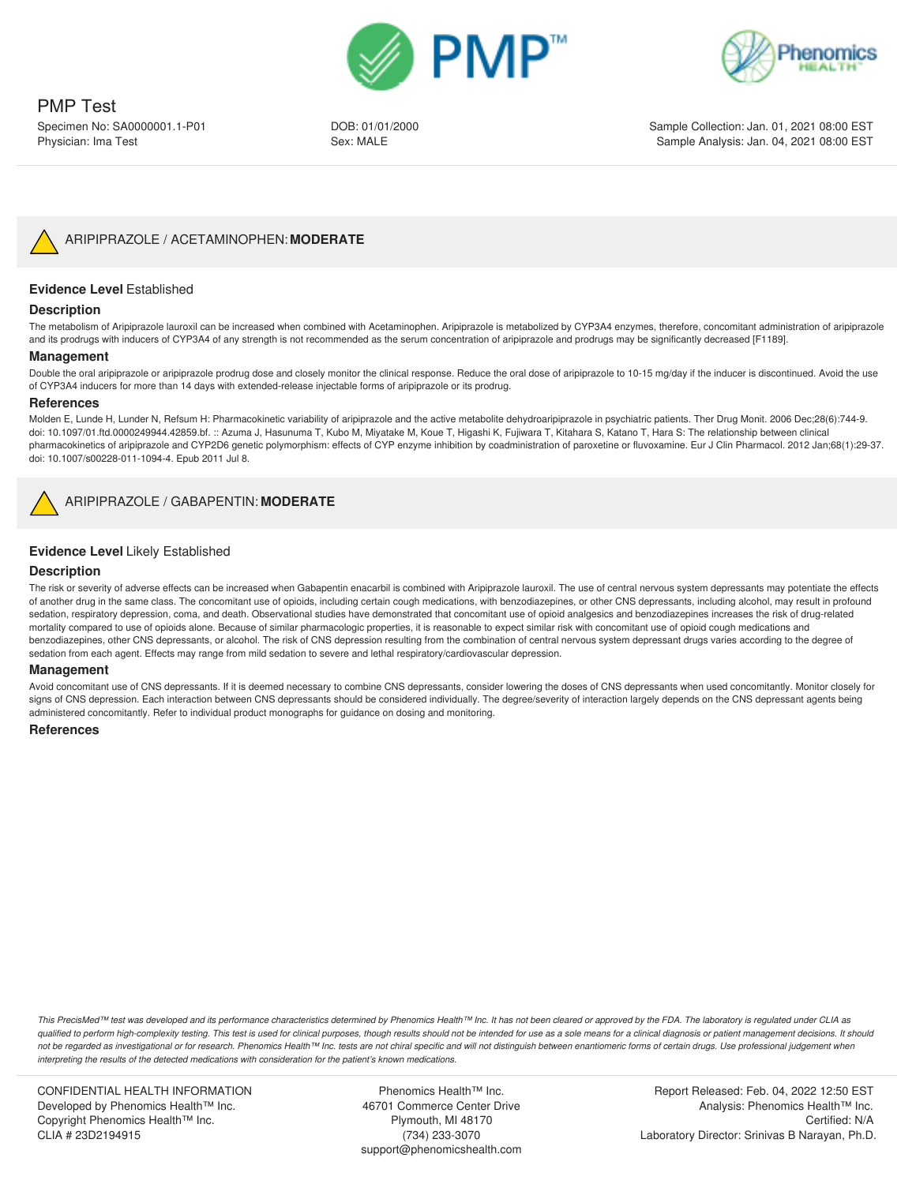PMP Test

Specimen No: SA0000001.1-P01
Physician: Ima Test

DOB: 01/01/2000
Sex: MALE

Sample Collection: Jan. 01, 2021 08:00 EST
Sample Analysis: Jan. 04, 2021 08:00 EST

## ARIPIPRAZOLE / ACETAMINOPHEN: **MODERATE**

**Evidence Level** Established

### Description

The metabolism of Aripiprazole lauroxil can be increased when combined with Acetaminophen. Aripiprazole is metabolized by CYP3A4 enzymes, therefore, concomitant administration of aripiprazole and its prodrugs with inducers of CYP3A4 of any strength is not recommended as the serum concentration of aripiprazole and prodrugs may be significantly decreased [F1189].

### Management

Double the oral aripiprazole or aripiprazole prodrug dose and closely monitor the clinical response. Reduce the oral dose of aripiprazole to 10-15 mg/day if the inducer is discontinued. Avoid the use of CYP3A4 inducers for more than 14 days with extended-release injectable forms of aripiprazole or its prodrug.

### References

Molden E, Lunde H, Lunder N, Refsum H: Pharmacokinetic variability of aripiprazole and the active metabolite dehydroaripiprazole in psychiatric patients. Ther Drug Monit. 2006 Dec;28(6):744-9. doi: 10.1097/01.ftd.0000249944.42859.bf. :: Azuma J, Hasunuma T, Kubo M, Miyatake M, Koue T, Higashi K, Fujiwara T, Kitahara S, Katano T, Hara S: The relationship between clinical pharmacokinetics of aripiprazole and CYP2D6 genetic polymorphism: effects of CYP enzyme inhibition by coadministration of paroxetine or fluvoxamine. Eur J Clin Pharmacol. 2012 Jan;68(1):29-37. doi: 10.1007/s00228-011-1094-4. Epub 2011 Jul 8.

## ARIPIPRAZOLE / GABAPENTIN: **MODERATE**

**Evidence Level** Likely Established

### Description

The risk or severity of adverse effects can be increased when Gabapentin enacarbil is combined with Aripiprazole lauroxil. The use of central nervous system depressants may potentiate the effects of another drug in the same class. The concomitant use of opioids, including certain cough medications, with benzodiazepines, or other CNS depressants, including alcohol, may result in profound sedation, respiratory depression, coma, and death. Observational studies have demonstrated that concomitant use of opioid analgesics and benzodiazepines increases the risk of drug-related mortality compared to use of opioids alone. Because of similar pharmacologic properties, it is reasonable to expect similar risk with concomitant use of opioid cough medications and benzodiazepines, other CNS depressants, or alcohol. The risk of CNS depression resulting from the combination of central nervous system depressant drugs varies according to the degree of sedation from each agent. Effects may range from mild sedation to severe and lethal respiratory/cardiovascular depression.

### Management

Avoid concomitant use of CNS depressants. If it is deemed necessary to combine CNS depressants, consider lowering the doses of CNS depressants when used concomitantly. Monitor closely for signs of CNS depression. Each interaction between CNS depressants should be considered individually. The degree/severity of interaction largely depends on the CNS depressant agents being administered concomitantly. Refer to individual product monographs for guidance on dosing and monitoring.

### References

*This PrecisMed™ test was developed and its performance characteristics determined by Phenomics Health™ Inc. It has not been cleared or approved by the FDA. The laboratory is regulated under CLIA as qualified to perform high-complexity testing. This test is used for clinical purposes, though results should not be intended for use as a sole means for a clinical diagnosis or patient management decisions. It should not be regarded as investigational or for research. Phenomics Health™ Inc. tests are not chiral specific and will not distinguish between enantiomeric forms of certain drugs. Use professional judgement when interpreting the results of the detected medications with consideration for the patient's known medications.*

CONFIDENTIAL HEALTH INFORMATION
Developed by Phenomics Health™ Inc.
Copyright Phenomics Health™ Inc.
CLIA # 23D2194915

Phenomics Health™ Inc.
46701 Commerce Center Drive
Plymouth, MI 48170
(734) 233-3070
support@phenomicshealth.com

Report Released: Feb. 04, 2022 12:50 EST
Analysis: Phenomics Health™ Inc.
Certified: N/A
Laboratory Director: Srinivas B Narayan, Ph.D.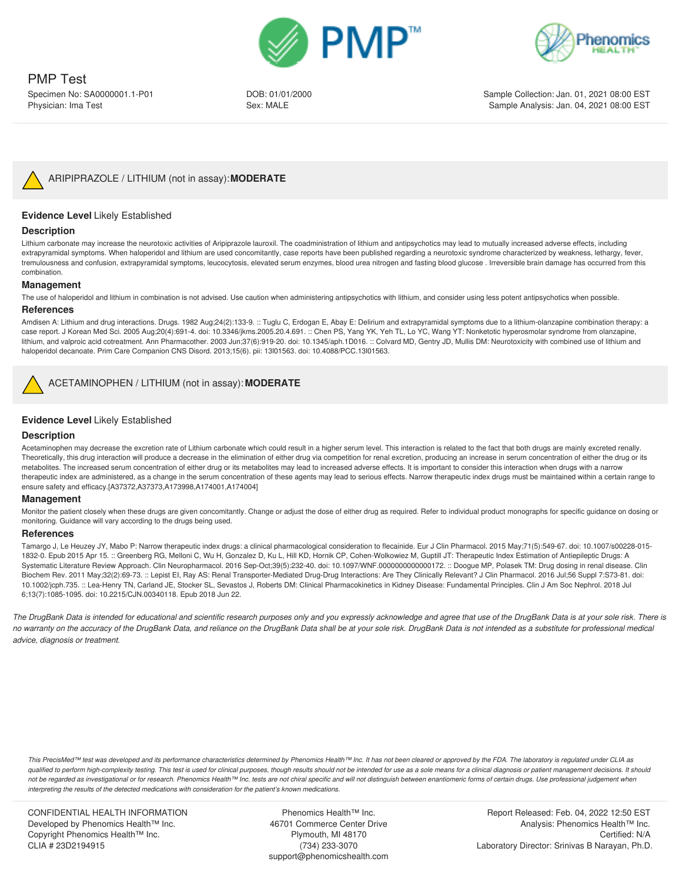PMP Test

Specimen No: SA0000001.1-P01
Physician: Ima Test

DOB: 01/01/2000
Sex: MALE

Sample Collection: Jan. 01, 2021 08:00 EST
Sample Analysis: Jan. 04, 2021 08:00 EST

## ARIPIPRAZOLE / LITHIUM (not in assay): **MODERATE**

**Evidence Level** Likely Established

### Description

Lithium carbonate may increase the neurotoxic activities of Aripiprazole lauroxil. The coadministration of lithium and antipsychotics may lead to mutually increased adverse effects, including extrapyramidal symptoms. When haloperidol and lithium are used concomitantly, case reports have been published regarding a neurotoxic syndrome characterized by weakness, lethargy, fever, tremulousness and confusion, extrapyramidal symptoms, leucocytosis, elevated serum enzymes, blood urea nitrogen and fasting blood glucose . Irreversible brain damage has occurred from this combination.

### Management

The use of haloperidol and lithium in combination is not advised. Use caution when administering antipsychotics with lithium, and consider using less potent antipsychotics when possible.

### References

Amdisen A: Lithium and drug interactions. Drugs. 1982 Aug;24(2):133-9. :: Tuglu C, Erdogan E, Abay E: Delirium and extrapyramidal symptoms due to a lithium-olanzapine combination therapy: a case report. J Korean Med Sci. 2005 Aug;20(4):691-4. doi: 10.3346/jkms.2005.20.4.691. :: Chen PS, Yang YK, Yeh TL, Lo YC, Wang YT: Nonketotic hyperosmolar syndrome from olanzapine, lithium, and valproic acid cotreatment. Ann Pharmacother. 2003 Jun;37(6):919-20. doi: 10.1345/aph.1D016. :: Colvard MD, Gentry JD, Mullis DM: Neurotoxicity with combined use of lithium and haloperidol decanoate. Prim Care Companion CNS Disord. 2013;15(6). pii: 13l01563. doi: 10.4088/PCC.13l01563.

## ACETAMINOPHEN / LITHIUM (not in assay): **MODERATE**

**Evidence Level** Likely Established

### Description

Acetaminophen may decrease the excretion rate of Lithium carbonate which could result in a higher serum level. This interaction is related to the fact that both drugs are mainly excreted renally. Theoretically, this drug interaction will produce a decrease in the elimination of either drug via competition for renal excretion, producing an increase in serum concentration of either the drug or its metabolites. The increased serum concentration of either drug or its metabolites may lead to increased adverse effects. It is important to consider this interaction when drugs with a narrow therapeutic index are administered, as a change in the serum concentration of these agents may lead to serious effects. Narrow therapeutic index drugs must be maintained within a certain range to ensure safety and efficacy.[A37372,A37373,A173998,A174001,A174004]

### Management

Monitor the patient closely when these drugs are given concomitantly. Change or adjust the dose of either drug as required. Refer to individual product monographs for specific guidance on dosing or monitoring. Guidance will vary according to the drugs being used.

### References

Tamargo J, Le Heuzey JY, Mabo P: Narrow therapeutic index drugs: a clinical pharmacological consideration to flecainide. Eur J Clin Pharmacol. 2015 May;71(5):549-67. doi: 10.1007/s00228-015-1832-0. Epub 2015 Apr 15. :: Greenberg RG, Melloni C, Wu H, Gonzalez D, Ku L, Hill KD, Hornik CP, Cohen-Wolkowiez M, Guptill JT: Therapeutic Index Estimation of Antiepileptic Drugs: A Systematic Literature Review Approach. Clin Neuropharmacol. 2016 Sep-Oct;39(5):232-40. doi: 10.1097/WNF.0000000000000172. :: Doogue MP, Polasek TM: Drug dosing in renal disease. Clin Biochem Rev. 2011 May;32(2):69-73. :: Lepist EI, Ray AS: Renal Transporter-Mediated Drug-Drug Interactions: Are They Clinically Relevant? J Clin Pharmacol. 2016 Jul;56 Suppl 7:S73-81. doi: 10.1002/jcph.735. :: Lea-Henry TN, Carland JE, Stocker SL, Sevastos J, Roberts DM: Clinical Pharmacokinetics in Kidney Disease: Fundamental Principles. Clin J Am Soc Nephrol. 2018 Jul 6;13(7):1085-1095. doi: 10.2215/CJN.00340118. Epub 2018 Jun 22.

*The DrugBank Data is intended for educational and scientific research purposes only and you expressly acknowledge and agree that use of the DrugBank Data is at your sole risk. There is no warranty on the accuracy of the DrugBank Data, and reliance on the DrugBank Data shall be at your sole risk. DrugBank Data is not intended as a substitute for professional medical advice, diagnosis or treatment.*

*This PrecisMed™ test was developed and its performance characteristics determined by Phenomics Health™ Inc. It has not been cleared or approved by the FDA. The laboratory is regulated under CLIA as qualified to perform high-complexity testing. This test is used for clinical purposes, though results should not be intended for use as a sole means for a clinical diagnosis or patient management decisions. It should not be regarded as investigational or for research. Phenomics Health™ Inc. tests are not chiral specific and will not distinguish between enantiomeric forms of certain drugs. Use professional judgement when interpreting the results of the detected medications with consideration for the patient's known medications.*

CONFIDENTIAL HEALTH INFORMATION
Developed by Phenomics Health™ Inc.
Copyright Phenomics Health™ Inc.
CLIA # 23D2194915

Phenomics Health™ Inc.
46701 Commerce Center Drive
Plymouth, MI 48170
(734) 233-3070
support@phenomicshealth.com

Report Released: Feb. 04, 2022 12:50 EST
Analysis: Phenomics Health™ Inc.
Certified: N/A
Laboratory Director: Srinivas B Narayan, Ph.D.